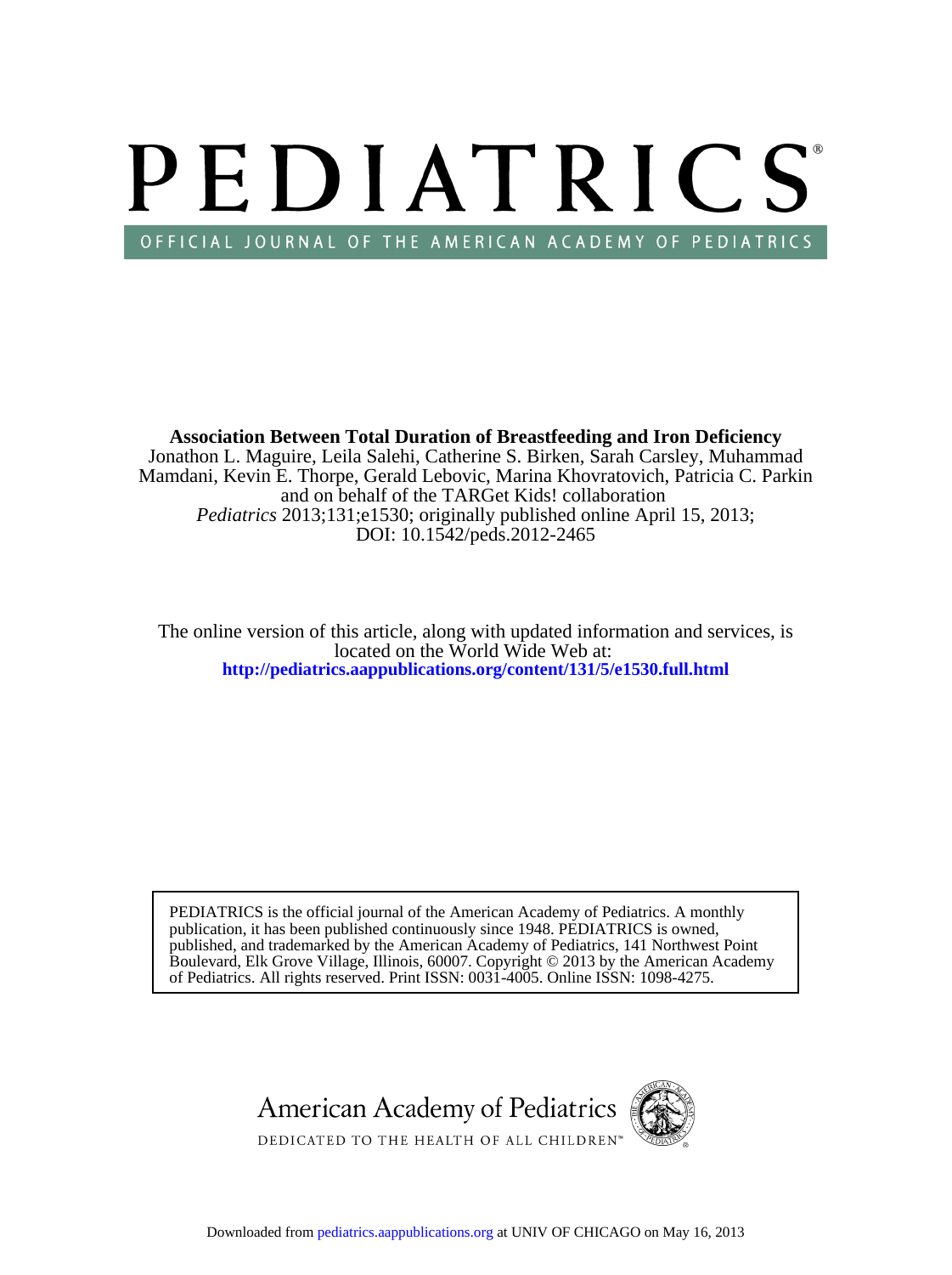# PEDIATRICS

OFFICIAL JOURNAL OF THE AMERICAN ACADEMY OF PEDIATRICS

**Association Between Total Duration of Breastfeeding and Iron Deficiency**

Jonathon L. Maguire, Leila Salehi, Catherine S. Birken, Sarah Carsley, Muhammad Mamdani, Kevin E. Thorpe, Gerald Lebovic, Marina Khovratovich, Patricia C. Parkin and on behalf of the TARGet Kids! collaboration

*Pediatrics* 2013;131;e1530; originally published online April 15, 2013;

DOI: 10.1542/peds.2012-2465

The online version of this article, along with updated information and services, is located on the World Wide Web at:

**http://pediatrics.aappublications.org/content/131/5/e1530.full.html**

PEDIATRICS is the official journal of the American Academy of Pediatrics. A monthly publication, it has been published continuously since 1948. PEDIATRICS is owned, published, and trademarked by the American Academy of Pediatrics, 141 Northwest Point Boulevard, Elk Grove Village, Illinois, 60007. Copyright © 2013 by the American Academy of Pediatrics. All rights reserved. Print ISSN: 0031-4005. Online ISSN: 1098-4275.

American Academy of Pediatrics

DEDICATED TO THE HEALTH OF ALL CHILDREN™

Downloaded from pediatrics.aappublications.org at UNIV OF CHICAGO on May 16, 2013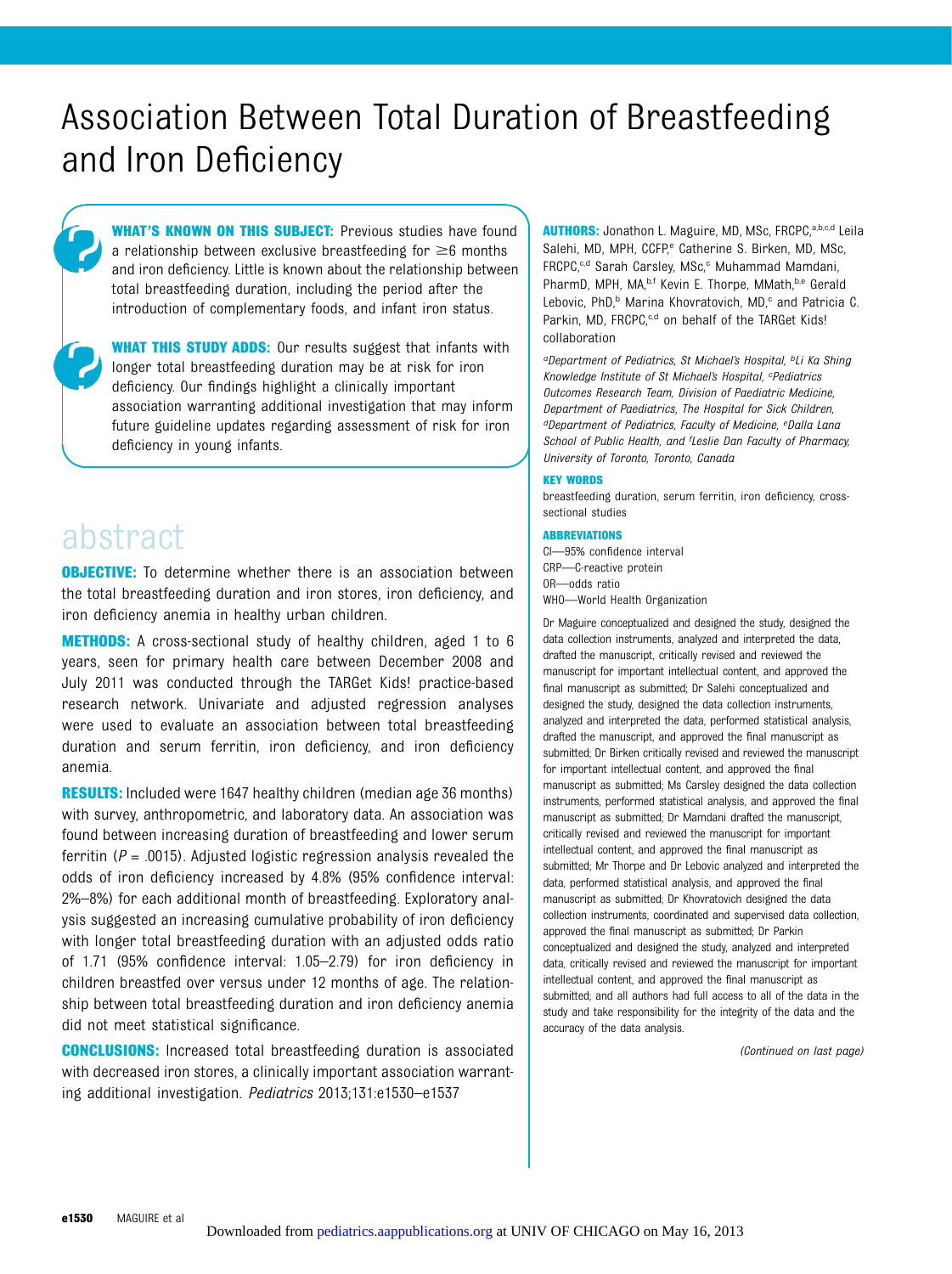# Association Between Total Duration of Breastfeeding and Iron Deficiency

**WHAT'S KNOWN ON THIS SUBJECT:** Previous studies have found a relationship between exclusive breastfeeding for ≥6 months and iron deficiency. Little is known about the relationship between total breastfeeding duration, including the period after the introduction of complementary foods, and infant iron status.

**WHAT THIS STUDY ADDS:** Our results suggest that infants with longer total breastfeeding duration may be at risk for iron deficiency. Our findings highlight a clinically important association warranting additional investigation that may inform future guideline updates regarding assessment of risk for iron deficiency in young infants.

## abstract

**OBJECTIVE:** To determine whether there is an association between the total breastfeeding duration and iron stores, iron deficiency, and iron deficiency anemia in healthy urban children.

**METHODS:** A cross-sectional study of healthy children, aged 1 to 6 years, seen for primary health care between December 2008 and July 2011 was conducted through the TARGet Kids! practice-based research network. Univariate and adjusted regression analyses were used to evaluate an association between total breastfeeding duration and serum ferritin, iron deficiency, and iron deficiency anemia.

**RESULTS:** Included were 1647 healthy children (median age 36 months) with survey, anthropometric, and laboratory data. An association was found between increasing duration of breastfeeding and lower serum ferritin ($P = .0015$). Adjusted logistic regression analysis revealed the odds of iron deficiency increased by 4.8% (95% confidence interval: 2%–8%) for each additional month of breastfeeding. Exploratory analysis suggested an increasing cumulative probability of iron deficiency with longer total breastfeeding duration with an adjusted odds ratio of 1.71 (95% confidence interval: 1.05–2.79) for iron deficiency in children breastfed over versus under 12 months of age. The relationship between total breastfeeding duration and iron deficiency anemia did not meet statistical significance.

**CONCLUSIONS:** Increased total breastfeeding duration is associated with decreased iron stores, a clinically important association warranting additional investigation. *Pediatrics* 2013;131:e1530–e1537

**AUTHORS:** Jonathon L. Maguire, MD, MSc, FRCPC,[a,b,c,d] Leila Salehi, MD, MPH, CCFP,[e] Catherine S. Birken, MD, MSc, FRCPC,[c,d] Sarah Carsley, MSc,[c] Muhammad Mamdani, PharmD, MPH, MA,[b,f] Kevin E. Thorpe, MMath,[b,e] Gerald Lebovic, PhD,[b] Marina Khovratovich, MD,[c] and Patricia C. Parkin, MD, FRCPC,[c,d] on behalf of the TARGet Kids! collaboration

*[a]Department of Pediatrics, St Michael's Hospital, [b]Li Ka Shing Knowledge Institute of St Michael's Hospital, [c]Pediatrics Outcomes Research Team, Division of Paediatric Medicine, Department of Paediatrics, The Hospital for Sick Children, [d]Department of Pediatrics, Faculty of Medicine, [e]Dalla Lana School of Public Health, and [f]Leslie Dan Faculty of Pharmacy, University of Toronto, Toronto, Canada*

**KEY WORDS**

breastfeeding duration, serum ferritin, iron deficiency, cross-sectional studies

**ABBREVIATIONS**

CI—95% confidence interval
CRP—C-reactive protein
OR—odds ratio
WHO—World Health Organization

Dr Maguire conceptualized and designed the study, designed the data collection instruments, analyzed and interpreted the data, drafted the manuscript, critically revised and reviewed the manuscript for important intellectual content, and approved the final manuscript as submitted; Dr Salehi conceptualized and designed the study, designed the data collection instruments, analyzed and interpreted the data, performed statistical analysis, drafted the manuscript, and approved the final manuscript as submitted; Dr Birken critically revised and reviewed the manuscript for important intellectual content, and approved the final manuscript as submitted; Ms Carsley designed the data collection instruments, performed statistical analysis, and approved the final manuscript as submitted; Dr Mamdani drafted the manuscript, critically revised and reviewed the manuscript for important intellectual content, and approved the final manuscript as submitted; Mr Thorpe and Dr Lebovic analyzed and interpreted the data, performed statistical analysis, and approved the final manuscript as submitted; Dr Khovratovich designed the data collection instruments, coordinated and supervised data collection, approved the final manuscript as submitted; Dr Parkin conceptualized and designed the study, analyzed and interpreted data, critically revised and reviewed the manuscript for important intellectual content, and approved the final manuscript as submitted; and all authors had full access to all of the data in the study and take responsibility for the integrity of the data and the accuracy of the data analysis.

*(Continued on last page)*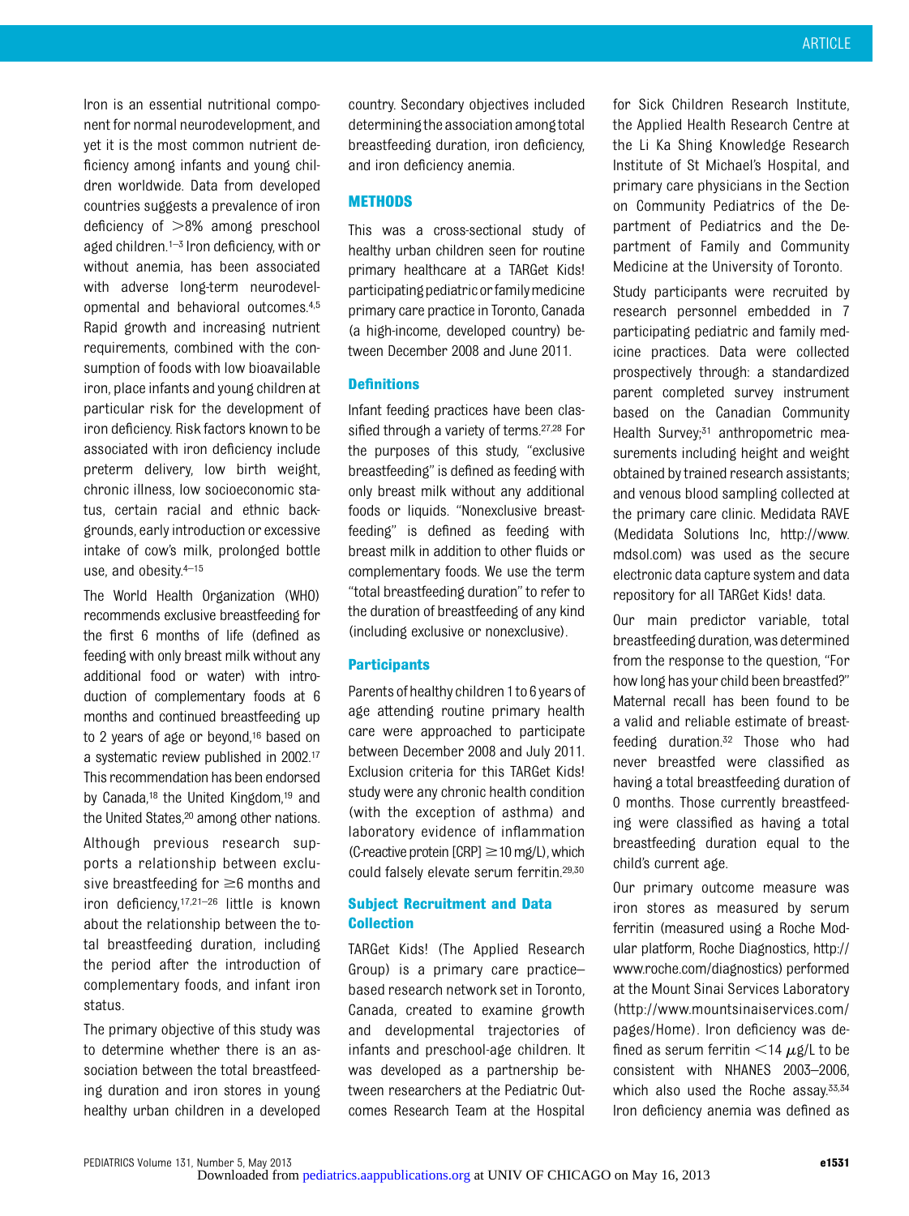Iron is an essential nutritional component for normal neurodevelopment, and yet it is the most common nutrient deficiency among infants and young children worldwide. Data from developed countries suggests a prevalence of iron deficiency of >8% among preschool aged children.[1–3] Iron deficiency, with or without anemia, has been associated with adverse long-term neurodevelopmental and behavioral outcomes.[4,5] Rapid growth and increasing nutrient requirements, combined with the consumption of foods with low bioavailable iron, place infants and young children at particular risk for the development of iron deficiency. Risk factors known to be associated with iron deficiency include preterm delivery, low birth weight, chronic illness, low socioeconomic status, certain racial and ethnic backgrounds, early introduction or excessive intake of cow's milk, prolonged bottle use, and obesity.[4–15]

The World Health Organization (WHO) recommends exclusive breastfeeding for the first 6 months of life (defined as feeding with only breast milk without any additional food or water) with introduction of complementary foods at 6 months and continued breastfeeding up to 2 years of age or beyond,[16] based on a systematic review published in 2002.[17] This recommendation has been endorsed by Canada,[18] the United Kingdom,[19] and the United States,[20] among other nations.

Although previous research supports a relationship between exclusive breastfeeding for ≥6 months and iron deficiency,[17,21–26] little is known about the relationship between the total breastfeeding duration, including the period after the introduction of complementary foods, and infant iron status.

The primary objective of this study was to determine whether there is an association between the total breastfeeding duration and iron stores in young healthy urban children in a developed country. Secondary objectives included determining the association among total breastfeeding duration, iron deficiency, and iron deficiency anemia.

## METHODS

This was a cross-sectional study of healthy urban children seen for routine primary healthcare at a TARGet Kids! participating pediatric or family medicine primary care practice in Toronto, Canada (a high-income, developed country) between December 2008 and June 2011.

### Definitions

Infant feeding practices have been classified through a variety of terms.[27,28] For the purposes of this study, "exclusive breastfeeding" is defined as feeding with only breast milk without any additional foods or liquids. "Nonexclusive breastfeeding" is defined as feeding with breast milk in addition to other fluids or complementary foods. We use the term "total breastfeeding duration" to refer to the duration of breastfeeding of any kind (including exclusive or nonexclusive).

### Participants

Parents of healthy children 1 to 6 years of age attending routine primary health care were approached to participate between December 2008 and July 2011. Exclusion criteria for this TARGet Kids! study were any chronic health condition (with the exception of asthma) and laboratory evidence of inflammation (C-reactive protein [CRP] ≥10 mg/L), which could falsely elevate serum ferritin.[29,30]

### Subject Recruitment and Data Collection

TARGet Kids! (The Applied Research Group) is a primary care practice–based research network set in Toronto, Canada, created to examine growth and developmental trajectories of infants and preschool-age children. It was developed as a partnership between researchers at the Pediatric Outcomes Research Team at the Hospital for Sick Children Research Institute, the Applied Health Research Centre at the Li Ka Shing Knowledge Research Institute of St Michael's Hospital, and primary care physicians in the Section on Community Pediatrics of the Department of Pediatrics and the Department of Family and Community Medicine at the University of Toronto.

Study participants were recruited by research personnel embedded in 7 participating pediatric and family medicine practices. Data were collected prospectively through: a standardized parent completed survey instrument based on the Canadian Community Health Survey;[31] anthropometric measurements including height and weight obtained by trained research assistants; and venous blood sampling collected at the primary care clinic. Medidata RAVE (Medidata Solutions Inc, http://www.mdsol.com) was used as the secure electronic data capture system and data repository for all TARGet Kids! data.

Our main predictor variable, total breastfeeding duration, was determined from the response to the question, "For how long has your child been breastfed?" Maternal recall has been found to be a valid and reliable estimate of breastfeeding duration.[32] Those who had never breastfed were classified as having a total breastfeeding duration of 0 months. Those currently breastfeeding were classified as having a total breastfeeding duration equal to the child's current age.

Our primary outcome measure was iron stores as measured by serum ferritin (measured using a Roche Modular platform, Roche Diagnostics, http://www.roche.com/diagnostics) performed at the Mount Sinai Services Laboratory (http://www.mountsinaiservices.com/pages/Home). Iron deficiency was defined as serum ferritin <14 μg/L to be consistent with NHANES 2003–2006, which also used the Roche assay.[33,34] Iron deficiency anemia was defined as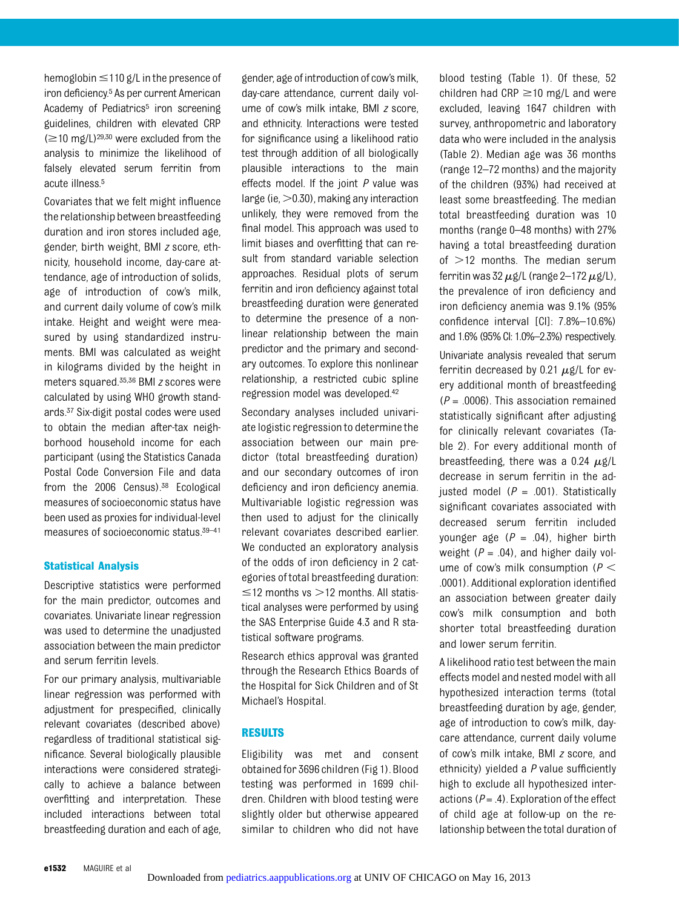hemoglobin ≤110 g/L in the presence of iron deficiency.[5] As per current American Academy of Pediatrics[5] iron screening guidelines, children with elevated CRP (≥10 mg/L)[29,30] were excluded from the analysis to minimize the likelihood of falsely elevated serum ferritin from acute illness.[5]

Covariates that we felt might influence the relationship between breastfeeding duration and iron stores included age, gender, birth weight, BMI *z* score, ethnicity, household income, day-care attendance, age of introduction of solids, age of introduction of cow's milk, and current daily volume of cow's milk intake. Height and weight were measured by using standardized instruments. BMI was calculated as weight in kilograms divided by the height in meters squared.[35,36] BMI *z* scores were calculated by using WHO growth standards.[37] Six-digit postal codes were used to obtain the median after-tax neighborhood household income for each participant (using the Statistics Canada Postal Code Conversion File and data from the 2006 Census).[38] Ecological measures of socioeconomic status have been used as proxies for individual-level measures of socioeconomic status.[39–41]

### Statistical Analysis

Descriptive statistics were performed for the main predictor, outcomes and covariates. Univariate linear regression was used to determine the unadjusted association between the main predictor and serum ferritin levels.

For our primary analysis, multivariable linear regression was performed with adjustment for prespecified, clinically relevant covariates (described above) regardless of traditional statistical significance. Several biologically plausible interactions were considered strategically to achieve a balance between overfitting and interpretation. These included interactions between total breastfeeding duration and each of age, gender, age of introduction of cow's milk, day-care attendance, current daily volume of cow's milk intake, BMI *z* score, and ethnicity. Interactions were tested for significance using a likelihood ratio test through addition of all biologically plausible interactions to the main effects model. If the joint *P* value was large (ie, >0.30), making any interaction unlikely, they were removed from the final model. This approach was used to limit biases and overfitting that can result from standard variable selection approaches. Residual plots of serum ferritin and iron deficiency against total breastfeeding duration were generated to determine the presence of a nonlinear relationship between the main predictor and the primary and secondary outcomes. To explore this nonlinear relationship, a restricted cubic spline regression model was developed.[42]

Secondary analyses included univariate logistic regression to determine the association between our main predictor (total breastfeeding duration) and our secondary outcomes of iron deficiency and iron deficiency anemia. Multivariable logistic regression was then used to adjust for the clinically relevant covariates described earlier. We conducted an exploratory analysis of the odds of iron deficiency in 2 categories of total breastfeeding duration: ≤12 months vs >12 months. All statistical analyses were performed by using the SAS Enterprise Guide 4.3 and R statistical software programs.

Research ethics approval was granted through the Research Ethics Boards of the Hospital for Sick Children and of St Michael's Hospital.

## RESULTS

Eligibility was met and consent obtained for 3696 children (Fig 1). Blood testing was performed in 1699 children. Children with blood testing were slightly older but otherwise appeared similar to children who did not have blood testing (Table 1). Of these, 52 children had CRP ≥10 mg/L and were excluded, leaving 1647 children with survey, anthropometric and laboratory data who were included in the analysis (Table 2). Median age was 36 months (range 12–72 months) and the majority of the children (93%) had received at least some breastfeeding. The median total breastfeeding duration was 10 months (range 0–48 months) with 27% having a total breastfeeding duration of >12 months. The median serum ferritin was 32 $\mu$g/L (range 2–172 $\mu$g/L), the prevalence of iron deficiency and iron deficiency anemia was 9.1% (95% confidence interval [CI]: 7.8%–10.6%) and 1.6% (95% CI: 1.0%–2.3%) respectively.

Univariate analysis revealed that serum ferritin decreased by 0.21 $\mu$g/L for every additional month of breastfeeding ($P$ = .0006). This association remained statistically significant after adjusting for clinically relevant covariates (Table 2). For every additional month of breastfeeding, there was a 0.24 $\mu$g/L decrease in serum ferritin in the adjusted model ($P$ = .001). Statistically significant covariates associated with decreased serum ferritin included younger age ($P$ = .04), higher birth weight ($P$ = .04), and higher daily volume of cow's milk consumption ($P < .0001$). Additional exploration identified an association between greater daily cow's milk consumption and both shorter total breastfeeding duration and lower serum ferritin.

A likelihood ratio test between the main effects model and nested model with all hypothesized interaction terms (total breastfeeding duration by age, gender, age of introduction to cow's milk, day-care attendance, current daily volume of cow's milk intake, BMI *z* score, and ethnicity) yielded a *P* value sufficiently high to exclude all hypothesized interactions ($P$ = .4). Exploration of the effect of child age at follow-up on the relationship between the total duration of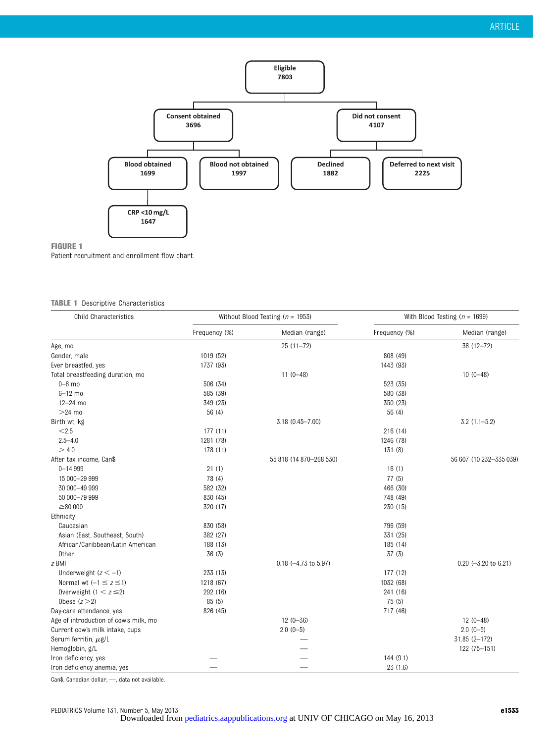Eligible 7803

- Consent obtained 3696
  - Blood obtained 1699
    - CRP <10 mg/L 1647
  - Blood not obtained 1997
- Did not consent 4107
  - Declined 1882
  - Deferred to next visit 2225

**FIGURE 1**
Patient recruitment and enrollment flow chart.

**TABLE 1** Descriptive Characteristics

| Child Characteristics | Without Blood Testing ($n$ = 1953) | | With Blood Testing ($n$ = 1699) | |
|---|---|---|---|---|
| | Frequency (%) | Median (range) | Frequency (%) | Median (range) |
| Age, mo | | 25 (11–72) | | 36 (12–72) |
| Gender, male | 1019 (52) | | 808 (49) | |
| Ever breastfed, yes | 1737 (93) | | 1443 (93) | |
| Total breastfeeding duration, mo | | 11 (0–48) | | 10 (0–48) |
| 0–6 mo | 506 (34) | | 523 (35) | |
| 6–12 mo | 585 (39) | | 580 (38) | |
| 12–24 mo | 349 (23) | | 350 (23) | |
| >24 mo | 56 (4) | | 56 (4) | |
| Birth wt, kg | | 3.18 (0.45–7.00) | | 3.2 (1.1–5.2) |
| <2.5 | 177 (11) | | 216 (14) | |
| 2.5–4.0 | 1281 (78) | | 1246 (78) | |
| > 4.0 | 178 (11) | | 131 (8) | |
| After tax income, Can$ | | 55 818 (14 870–268 530) | | 56 607 (10 232–335 039) |
| 0–14 999 | 21 (1) | | 16 (1) | |
| 15 000–29 999 | 78 (4) | | 77 (5) | |
| 30 000–49 999 | 582 (32) | | 466 (30) | |
| 50 000–79 999 | 830 (45) | | 748 (49) | |
| ≥80 000 | 320 (17) | | 230 (15) | |
| Ethnicity | | | | |
| Caucasian | 830 (58) | | 796 (59) | |
| Asian (East, Southeast, South) | 382 (27) | | 331 (25) | |
| African/Caribbean/Latin American | 188 (13) | | 185 (14) | |
| Other | 36 (3) | | 37 (3) | |
| $z$ BMI | | 0.18 (−4.73 to 5.97) | | 0.20 (−3.20 to 6.21) |
| Underweight ($z < -1$) | 233 (13) | | 177 (12) | |
| Normal wt ($-1 \leq z \leq 1$) | 1218 (67) | | 1032 (68) | |
| Overweight ($1 < z \leq 2$) | 292 (16) | | 241 (16) | |
| Obese ($z > 2$) | 85 (5) | | 75 (5) | |
| Day-care attendance, yes | 826 (45) | | 717 (46) | |
| Age of introduction of cow's milk, mo | | 12 (0–36) | | 12 (0–48) |
| Current cow's milk intake, cups | | 2.0 (0–5) | | 2.0 (0–5) |
| Serum ferritin, μg/L | | — | | 31.85 (2–172) |
| Hemoglobin, g/L | | — | | 122 (75–151) |
| Iron deficiency, yes | — | — | 144 (9.1) | |
| Iron deficiency anemia, yes | — | — | 23 (1.6) | |

Can$, Canadian dollar; —, data not available.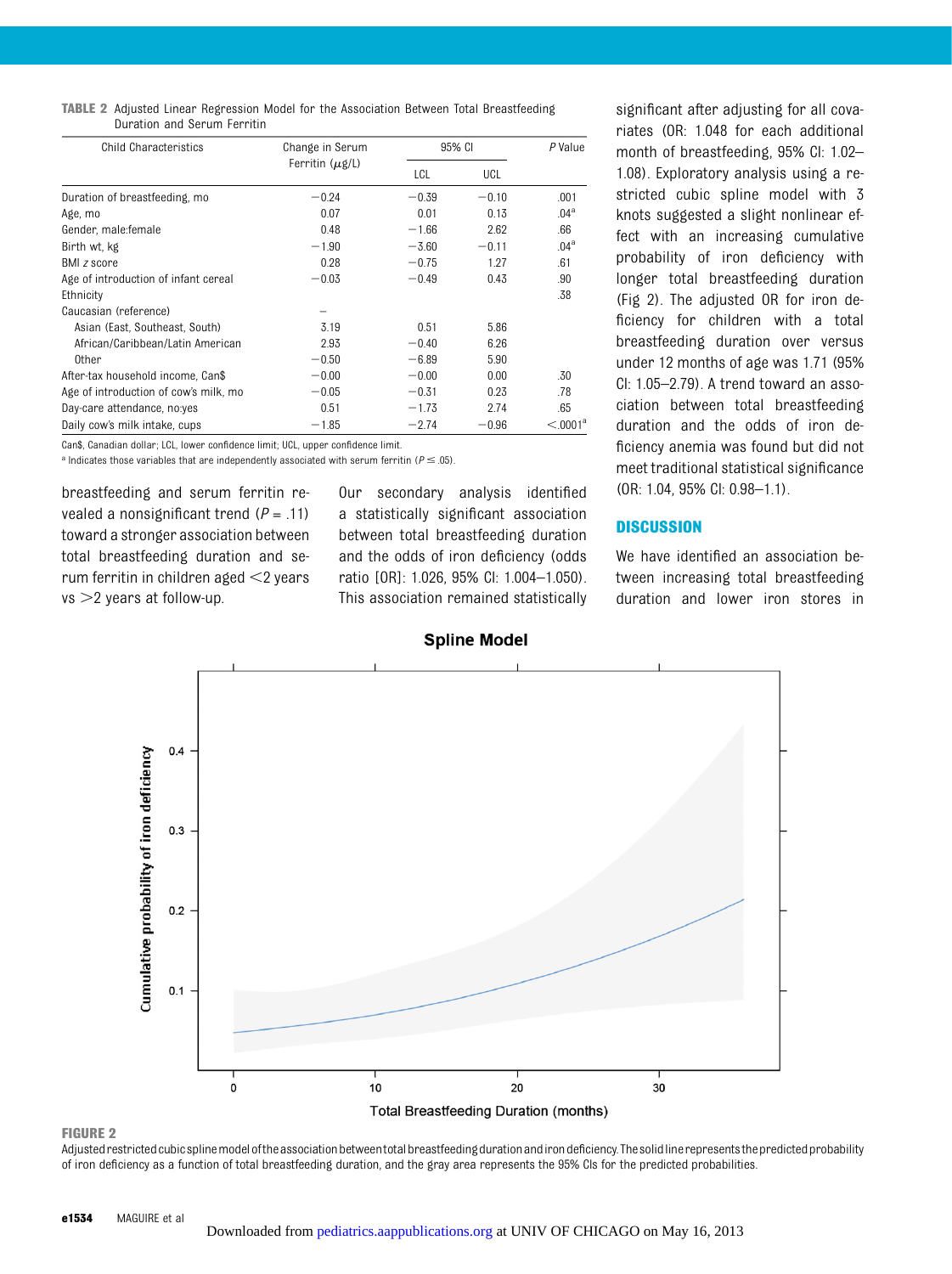**TABLE 2** Adjusted Linear Regression Model for the Association Between Total Breastfeeding Duration and Serum Ferritin

| Child Characteristics | Change in Serum Ferritin (μg/L) | 95% CI | | P Value |
|---|---|---|---|---|
| | | LCL | UCL | |
| Duration of breastfeeding, mo | −0.24 | −0.39 | −0.10 | .001 |
| Age, mo | 0.07 | 0.01 | 0.13 | .04[a] |
| Gender, male:female | 0.48 | −1.66 | 2.62 | .66 |
| Birth wt, kg | −1.90 | −3.60 | −0.11 | .04[a] |
| BMI z score | 0.28 | −0.75 | 1.27 | .61 |
| Age of introduction of infant cereal | −0.03 | −0.49 | 0.43 | .90 |
| Ethnicity | | | | .38 |
| Caucasian (reference) | – | | | |
| Asian (East, Southeast, South) | 3.19 | 0.51 | 5.86 | |
| African/Caribbean/Latin American | 2.93 | −0.40 | 6.26 | |
| Other | −0.50 | −6.89 | 5.90 | |
| After-tax household income, Can$ | −0.00 | −0.00 | 0.00 | .30 |
| Age of introduction of cow's milk, mo | −0.05 | −0.31 | 0.23 | .78 |
| Day-care attendance, no:yes | 0.51 | −1.73 | 2.74 | .65 |
| Daily cow's milk intake, cups | −1.85 | −2.74 | −0.96 | <.0001[a] |

Can$, Canadian dollar; LCL, lower confidence limit; UCL, upper confidence limit.

[a] Indicates those variables that are independently associated with serum ferritin ($P \leq .05$).

breastfeeding and serum ferritin revealed a nonsignificant trend ($P = .11$) toward a stronger association between total breastfeeding duration and serum ferritin in children aged <2 years vs >2 years at follow-up.

Our secondary analysis identified a statistically significant association between total breastfeeding duration and the odds of iron deficiency (odds ratio [OR]: 1.026, 95% CI: 1.004–1.050). This association remained statistically significant after adjusting for all covariates (OR: 1.048 for each additional month of breastfeeding, 95% CI: 1.02–1.08). Exploratory analysis using a restricted cubic spline model with 3 knots suggested a slight nonlinear effect with an increasing cumulative probability of iron deficiency with longer total breastfeeding duration (Fig 2). The adjusted OR for iron deficiency for children with a total breastfeeding duration over versus under 12 months of age was 1.71 (95% CI: 1.05–2.79). A trend toward an association between total breastfeeding duration and the odds of iron deficiency anemia was found but did not meet traditional statistical significance (OR: 1.04, 95% CI: 0.98–1.1).

## DISCUSSION

We have identified an association between increasing total breastfeeding duration and lower iron stores in

**FIGURE 2**

Adjusted restricted cubic spline model of the association between total breastfeeding duration and iron deficiency. The solid line represents the predicted probability of iron deficiency as a function of total breastfeeding duration, and the gray area represents the 95% CIs for the predicted probabilities.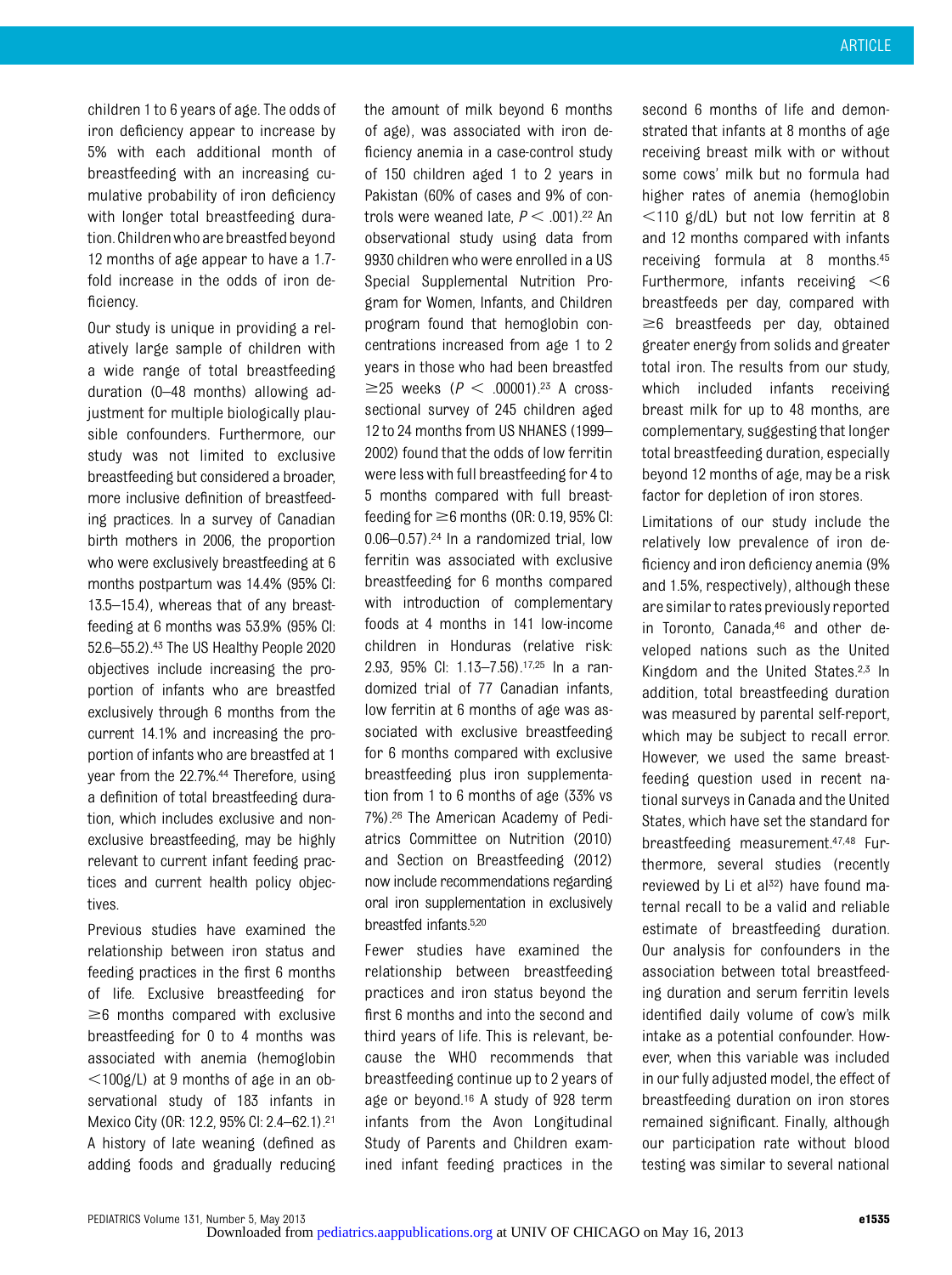children 1 to 6 years of age. The odds of iron deficiency appear to increase by 5% with each additional month of breastfeeding with an increasing cumulative probability of iron deficiency with longer total breastfeeding duration. Children who are breastfed beyond 12 months of age appear to have a 1.7-fold increase in the odds of iron deficiency.

Our study is unique in providing a relatively large sample of children with a wide range of total breastfeeding duration (0–48 months) allowing adjustment for multiple biologically plausible confounders. Furthermore, our study was not limited to exclusive breastfeeding but considered a broader, more inclusive definition of breastfeeding practices. In a survey of Canadian birth mothers in 2006, the proportion who were exclusively breastfeeding at 6 months postpartum was 14.4% (95% CI: 13.5–15.4), whereas that of any breastfeeding at 6 months was 53.9% (95% CI: 52.6–55.2).[43] The US Healthy People 2020 objectives include increasing the proportion of infants who are breastfed exclusively through 6 months from the current 14.1% and increasing the proportion of infants who are breastfed at 1 year from the 22.7%.[44] Therefore, using a definition of total breastfeeding duration, which includes exclusive and nonexclusive breastfeeding, may be highly relevant to current infant feeding practices and current health policy objectives.

Previous studies have examined the relationship between iron status and feeding practices in the first 6 months of life. Exclusive breastfeeding for ≥6 months compared with exclusive breastfeeding for 0 to 4 months was associated with anemia (hemoglobin <100g/L) at 9 months of age in an observational study of 183 infants in Mexico City (OR: 12.2, 95% CI: 2.4–62.1).[21] A history of late weaning (defined as adding foods and gradually reducing the amount of milk beyond 6 months of age), was associated with iron deficiency anemia in a case-control study of 150 children aged 1 to 2 years in Pakistan (60% of cases and 9% of controls were weaned late, $P < .001$).[22] An observational study using data from 9930 children who were enrolled in a US Special Supplemental Nutrition Program for Women, Infants, and Children program found that hemoglobin concentrations increased from age 1 to 2 years in those who had been breastfed ≥25 weeks ($P < .00001$).[23] A cross-sectional survey of 245 children aged 12 to 24 months from US NHANES (1999–2002) found that the odds of low ferritin were less with full breastfeeding for 4 to 5 months compared with full breastfeeding for ≥6 months (OR: 0.19, 95% CI: 0.06–0.57).[24] In a randomized trial, low ferritin was associated with exclusive breastfeeding for 6 months compared with introduction of complementary foods at 4 months in 141 low-income children in Honduras (relative risk: 2.93, 95% CI: 1.13–7.56).[17,25] In a randomized trial of 77 Canadian infants, low ferritin at 6 months of age was associated with exclusive breastfeeding for 6 months compared with exclusive breastfeeding plus iron supplementation from 1 to 6 months of age (33% vs 7%).[26] The American Academy of Pediatrics Committee on Nutrition (2010) and Section on Breastfeeding (2012) now include recommendations regarding oral iron supplementation in exclusively breastfed infants.[5,20]

Fewer studies have examined the relationship between breastfeeding practices and iron status beyond the first 6 months and into the second and third years of life. This is relevant, because the WHO recommends that breastfeeding continue up to 2 years of age or beyond.[16] A study of 928 term infants from the Avon Longitudinal Study of Parents and Children examined infant feeding practices in the second 6 months of life and demonstrated that infants at 8 months of age receiving breast milk with or without some cows' milk but no formula had higher rates of anemia (hemoglobin <110 g/dL) but not low ferritin at 8 and 12 months compared with infants receiving formula at 8 months.[45] Furthermore, infants receiving <6 breastfeeds per day, compared with ≥6 breastfeeds per day, obtained greater energy from solids and greater total iron. The results from our study, which included infants receiving breast milk for up to 48 months, are complementary, suggesting that longer total breastfeeding duration, especially beyond 12 months of age, may be a risk factor for depletion of iron stores.

Limitations of our study include the relatively low prevalence of iron deficiency and iron deficiency anemia (9% and 1.5%, respectively), although these are similar to rates previously reported in Toronto, Canada,[46] and other developed nations such as the United Kingdom and the United States.[2,3] In addition, total breastfeeding duration was measured by parental self-report, which may be subject to recall error. However, we used the same breastfeeding question used in recent national surveys in Canada and the United States, which have set the standard for breastfeeding measurement.[47,48] Furthermore, several studies (recently reviewed by Li et al[32]) have found maternal recall to be a valid and reliable estimate of breastfeeding duration. Our analysis for confounders in the association between total breastfeeding duration and serum ferritin levels identified daily volume of cow's milk intake as a potential confounder. However, when this variable was included in our fully adjusted model, the effect of breastfeeding duration on iron stores remained significant. Finally, although our participation rate without blood testing was similar to several national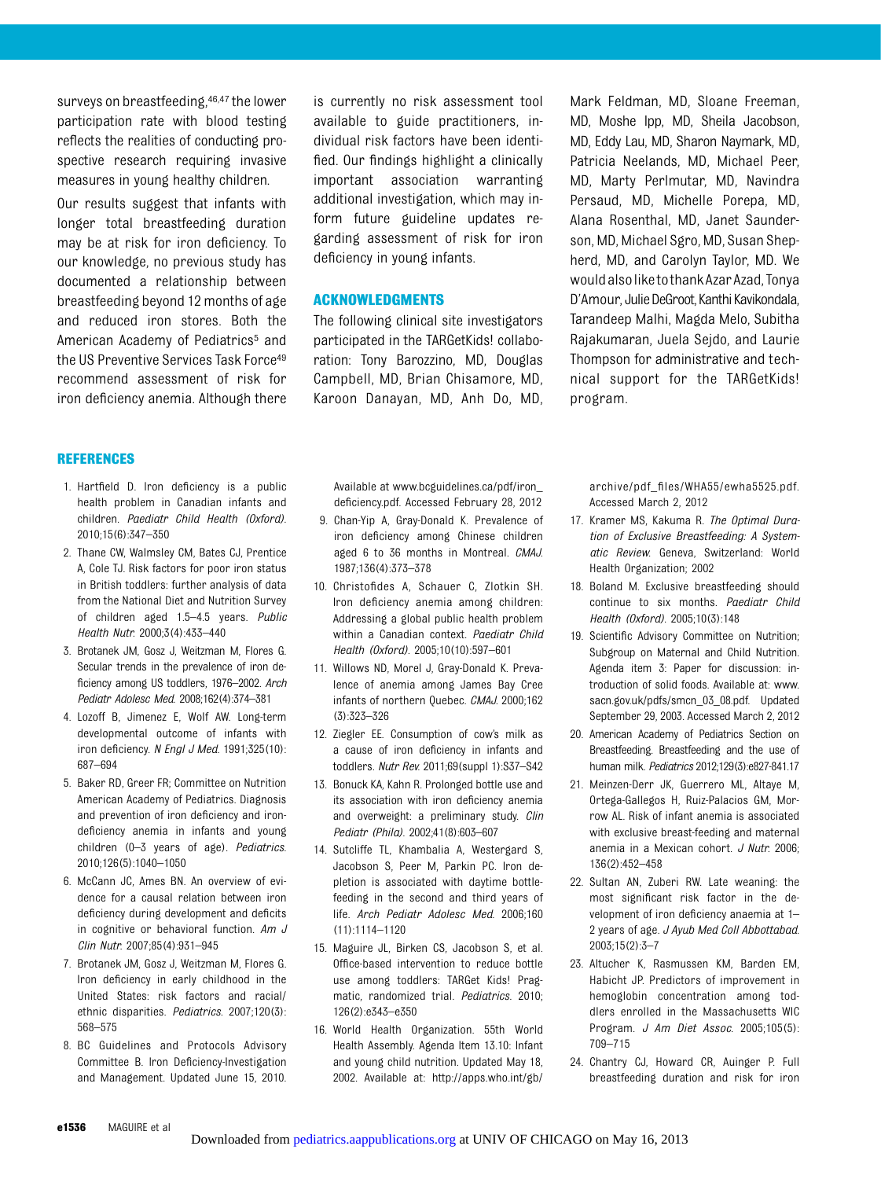surveys on breastfeeding,[46,47] the lower participation rate with blood testing reflects the realities of conducting prospective research requiring invasive measures in young healthy children.

Our results suggest that infants with longer total breastfeeding duration may be at risk for iron deficiency. To our knowledge, no previous study has documented a relationship between breastfeeding beyond 12 months of age and reduced iron stores. Both the American Academy of Pediatrics[5] and the US Preventive Services Task Force[49] recommend assessment of risk for iron deficiency anemia. Although there is currently no risk assessment tool available to guide practitioners, individual risk factors have been identified. Our findings highlight a clinically important association warranting additional investigation, which may inform future guideline updates regarding assessment of risk for iron deficiency in young infants.

## ACKNOWLEDGMENTS

The following clinical site investigators participated in the TARGetKids! collaboration: Tony Barozzino, MD, Douglas Campbell, MD, Brian Chisamore, MD, Karoon Danayan, MD, Anh Do, MD, Mark Feldman, MD, Sloane Freeman, MD, Moshe Ipp, MD, Sheila Jacobson, MD, Eddy Lau, MD, Sharon Naymark, MD, Patricia Neelands, MD, Michael Peer, MD, Marty Perlmutar, MD, Navindra Persaud, MD, Michelle Porepa, MD, Alana Rosenthal, MD, Janet Saunderson, MD, Michael Sgro, MD, Susan Shepherd, MD, and Carolyn Taylor, MD. We would also like to thank Azar Azad, Tonya D'Amour, Julie DeGroot, Kanthi Kavikondala, Tarandeep Malhi, Magda Melo, Subitha Rajakumaran, Juela Sejdo, and Laurie Thompson for administrative and technical support for the TARGetKids! program.

## REFERENCES

1. Hartfield D. Iron deficiency is a public health problem in Canadian infants and children. *Paediatr Child Health (Oxford)*. 2010;15(6):347–350
2. Thane CW, Walmsley CM, Bates CJ, Prentice A, Cole TJ. Risk factors for poor iron status in British toddlers: further analysis of data from the National Diet and Nutrition Survey of children aged 1.5–4.5 years. *Public Health Nutr*. 2000;3(4):433–440
3. Brotanek JM, Gosz J, Weitzman M, Flores G. Secular trends in the prevalence of iron deficiency among US toddlers, 1976–2002. *Arch Pediatr Adolesc Med*. 2008;162(4):374–381
4. Lozoff B, Jimenez E, Wolf AW. Long-term developmental outcome of infants with iron deficiency. *N Engl J Med*. 1991;325(10):687–694
5. Baker RD, Greer FR; Committee on Nutrition American Academy of Pediatrics. Diagnosis and prevention of iron deficiency and iron-deficiency anemia in infants and young children (0–3 years of age). *Pediatrics*. 2010;126(5):1040–1050
6. McCann JC, Ames BN. An overview of evidence for a causal relation between iron deficiency during development and deficits in cognitive or behavioral function. *Am J Clin Nutr*. 2007;85(4):931–945
7. Brotanek JM, Gosz J, Weitzman M, Flores G. Iron deficiency in early childhood in the United States: risk factors and racial/ethnic disparities. *Pediatrics*. 2007;120(3):568–575
8. BC Guidelines and Protocols Advisory Committee B. Iron Deficiency-Investigation and Management. Updated June 15, 2010. Available at www.bcguidelines.ca/pdf/iron_deficiency.pdf. Accessed February 28, 2012
9. Chan-Yip A, Gray-Donald K. Prevalence of iron deficiency among Chinese children aged 6 to 36 months in Montreal. *CMAJ*. 1987;136(4):373–378
10. Christofides A, Schauer C, Zlotkin SH. Iron deficiency anemia among children: Addressing a global public health problem within a Canadian context. *Paediatr Child Health (Oxford)*. 2005;10(10):597–601
11. Willows ND, Morel J, Gray-Donald K. Prevalence of anemia among James Bay Cree infants of northern Quebec. *CMAJ*. 2000;162(3):323–326
12. Ziegler EE. Consumption of cow's milk as a cause of iron deficiency in infants and toddlers. *Nutr Rev*. 2011;69(suppl 1):S37–S42
13. Bonuck KA, Kahn R. Prolonged bottle use and its association with iron deficiency anemia and overweight: a preliminary study. *Clin Pediatr (Phila)*. 2002;41(8):603–607
14. Sutcliffe TL, Khambalia A, Westergard S, Jacobson S, Peer M, Parkin PC. Iron depletion is associated with daytime bottle-feeding in the second and third years of life. *Arch Pediatr Adolesc Med*. 2006;160(11):1114–1120
15. Maguire JL, Birken CS, Jacobson S, et al. Office-based intervention to reduce bottle use among toddlers: TARGet Kids! Pragmatic, randomized trial. *Pediatrics*. 2010;126(2):e343–e350
16. World Health Organization. 55th World Health Assembly. Agenda Item 13.10: Infant and young child nutrition. Updated May 18, 2002. Available at: http://apps.who.int/gb/archive/pdf_files/WHA55/ewha5525.pdf. Accessed March 2, 2012
17. Kramer MS, Kakuma R. *The Optimal Duration of Exclusive Breastfeeding: A Systematic Review*. Geneva, Switzerland: World Health Organization; 2002
18. Boland M. Exclusive breastfeeding should continue to six months. *Paediatr Child Health (Oxford)*. 2005;10(3):148
19. Scientific Advisory Committee on Nutrition; Subgroup on Maternal and Child Nutrition. Agenda item 3: Paper for discussion: introduction of solid foods. Available at: www.sacn.gov.uk/pdfs/smcn_03_08.pdf. Updated September 29, 2003. Accessed March 2, 2012
20. American Academy of Pediatrics Section on Breastfeeding. Breastfeeding and the use of human milk. *Pediatrics* 2012;129(3):e827-841.17
21. Meinzen-Derr JK, Guerrero ML, Altaye M, Ortega-Gallegos H, Ruiz-Palacios GM, Morrow AL. Risk of infant anemia is associated with exclusive breast-feeding and maternal anemia in a Mexican cohort. *J Nutr*. 2006;136(2):452–458
22. Sultan AN, Zuberi RW. Late weaning: the most significant risk factor in the development of iron deficiency anaemia at 1–2 years of age. *J Ayub Med Coll Abbottabad*. 2003;15(2):3–7
23. Altucher K, Rasmussen KM, Barden EM, Habicht JP. Predictors of improvement in hemoglobin concentration among toddlers enrolled in the Massachusetts WIC Program. *J Am Diet Assoc*. 2005;105(5):709–715
24. Chantry CJ, Howard CR, Auinger P. Full breastfeeding duration and risk for iron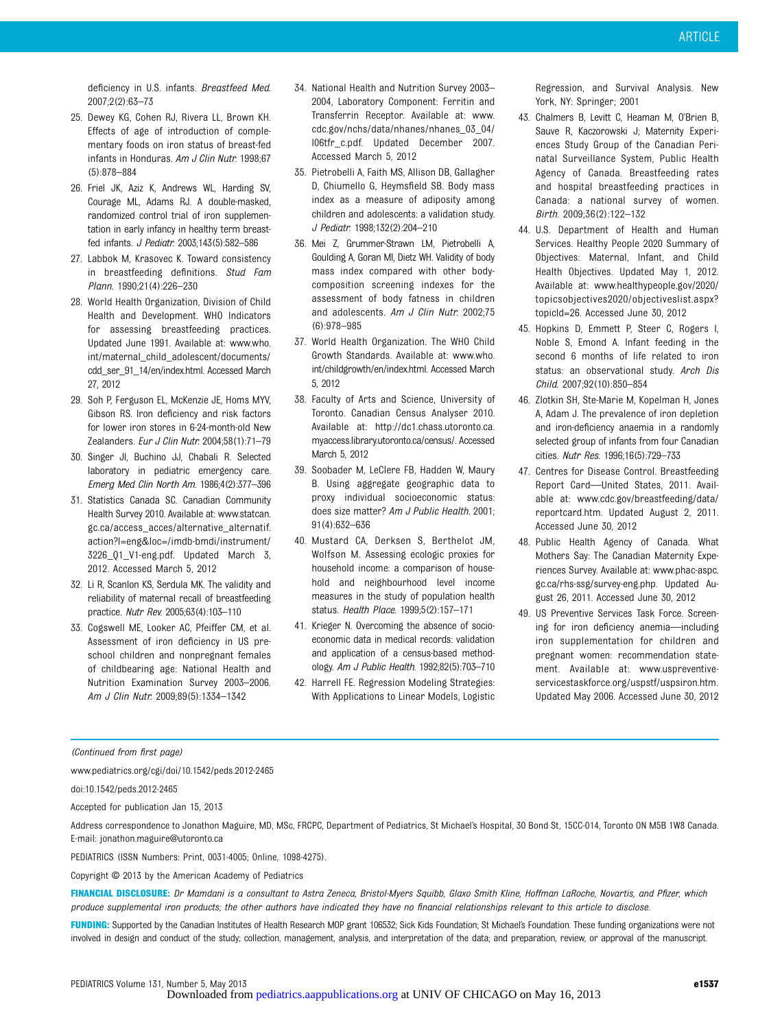deficiency in U.S. infants. *Breastfeed Med*. 2007;2(2):63–73

25. Dewey KG, Cohen RJ, Rivera LL, Brown KH. Effects of age of introduction of complementary foods on iron status of breast-fed infants in Honduras. *Am J Clin Nutr*. 1998;67(5):878–884
26. Friel JK, Aziz K, Andrews WL, Harding SV, Courage ML, Adams RJ. A double-masked, randomized control trial of iron supplementation in early infancy in healthy term breast-fed infants. *J Pediatr*. 2003;143(5):582–586
27. Labbok M, Krasovec K. Toward consistency in breastfeeding definitions. *Stud Fam Plann*. 1990;21(4):226–230
28. World Health Organization, Division of Child Health and Development. WHO Indicators for assessing breastfeeding practices. Updated June 1991. Available at: www.who.int/maternal_child_adolescent/documents/cdd_ser_91_14/en/index.html. Accessed March 27, 2012
29. Soh P, Ferguson EL, McKenzie JE, Homs MYV, Gibson RS. Iron deficiency and risk factors for lower iron stores in 6-24-month-old New Zealanders. *Eur J Clin Nutr*. 2004;58(1):71–79
30. Singer JI, Buchino JJ, Chabali R. Selected laboratory in pediatric emergency care. *Emerg Med Clin North Am*. 1986;4(2):377–396
31. Statistics Canada SC. Canadian Community Health Survey 2010. Available at: www.statcan.gc.ca/access_acces/alternative_alternatif.action?l=eng&loc=/imdb-bmdi/instrument/3226_Q1_V1-eng.pdf. Updated March 3, 2012. Accessed March 5, 2012
32. Li R, Scanlon KS, Serdula MK. The validity and reliability of maternal recall of breastfeeding practice. *Nutr Rev*. 2005;63(4):103–110
33. Cogswell ME, Looker AC, Pfeiffer CM, et al. Assessment of iron deficiency in US preschool children and nonpregnant females of childbearing age: National Health and Nutrition Examination Survey 2003–2006. *Am J Clin Nutr*. 2009;89(5):1334–1342
34. National Health and Nutrition Survey 2003–2004, Laboratory Component: Ferritin and Transferrin Receptor. Available at: www.cdc.gov/nchs/data/nhanes/nhanes_03_04/l06tfr_c.pdf. Updated December 2007. Accessed March 5, 2012
35. Pietrobelli A, Faith MS, Allison DB, Gallagher D, Chiumello G, Heymsfield SB. Body mass index as a measure of adiposity among children and adolescents: a validation study. *J Pediatr*. 1998;132(2):204–210
36. Mei Z, Grummer-Strawn LM, Pietrobelli A, Goulding A, Goran MI, Dietz WH. Validity of body mass index compared with other body-composition screening indexes for the assessment of body fatness in children and adolescents. *Am J Clin Nutr*. 2002;75(6):978–985
37. World Health Organization. The WHO Child Growth Standards. Available at: www.who.int/childgrowth/en/index.html. Accessed March 5, 2012
38. Faculty of Arts and Science, University of Toronto. Canadian Census Analyser 2010. Available at: http://dc1.chass.utoronto.ca.myaccess.library.utoronto.ca/census/. Accessed March 5, 2012
39. Soobader M, LeClere FB, Hadden W, Maury B. Using aggregate geographic data to proxy individual socioeconomic status: does size matter? *Am J Public Health*. 2001;91(4):632–636
40. Mustard CA, Derksen S, Berthelot JM, Wolfson M. Assessing ecologic proxies for household income: a comparison of household and neighbourhood level income measures in the study of population health status. *Health Place*. 1999;5(2):157–171
41. Krieger N. Overcoming the absence of socioeconomic data in medical records: validation and application of a census-based methodology. *Am J Public Health*. 1992;82(5):703–710
42. Harrell FE. Regression Modeling Strategies: With Applications to Linear Models, Logistic Regression, and Survival Analysis. New York, NY: Springer; 2001
43. Chalmers B, Levitt C, Heaman M, O'Brien B, Sauve R, Kaczorowski J; Maternity Experiences Study Group of the Canadian Perinatal Surveillance System, Public Health Agency of Canada. Breastfeeding rates and hospital breastfeeding practices in Canada: a national survey of women. *Birth*. 2009;36(2):122–132
44. U.S. Department of Health and Human Services. Healthy People 2020 Summary of Objectives: Maternal, Infant, and Child Health Objectives. Updated May 1, 2012. Available at: www.healthypeople.gov/2020/topicsobjectives2020/objectiveslist.aspx?topicId=26. Accessed June 30, 2012
45. Hopkins D, Emmett P, Steer C, Rogers I, Noble S, Emond A. Infant feeding in the second 6 months of life related to iron status: an observational study. *Arch Dis Child*. 2007;92(10):850–854
46. Zlotkin SH, Ste-Marie M, Kopelman H, Jones A, Adam J. The prevalence of iron depletion and iron-deficiency anaemia in a randomly selected group of infants from four Canadian cities. *Nutr Res*. 1996;16(5):729–733
47. Centres for Disease Control. Breastfeeding Report Card—United States, 2011. Available at: www.cdc.gov/breastfeeding/data/reportcard.htm. Updated August 2, 2011. Accessed June 30, 2012
48. Public Health Agency of Canada. What Mothers Say: The Canadian Maternity Experiences Survey. Available at: www.phac-aspc.gc.ca/rhs-ssg/survey-eng.php. Updated August 26, 2011. Accessed June 30, 2012
49. US Preventive Services Task Force. Screening for iron deficiency anemia—including iron supplementation for children and pregnant women: recommendation statement. Available at: www.uspreventiveservicestaskforce.org/uspstf/uspsiron.htm. Updated May 2006. Accessed June 30, 2012

*(Continued from first page)*

www.pediatrics.org/cgi/doi/10.1542/peds.2012-2465

doi:10.1542/peds.2012-2465

Accepted for publication Jan 15, 2013

Address correspondence to Jonathon Maguire, MD, MSc, FRCPC, Department of Pediatrics, St Michael's Hospital, 30 Bond St, 15CC-014, Toronto ON M5B 1W8 Canada. E-mail: jonathon.maguire@utoronto.ca

PEDIATRICS (ISSN Numbers: Print, 0031-4005; Online, 1098-4275).

Copyright © 2013 by the American Academy of Pediatrics

**FINANCIAL DISCLOSURE:** *Dr Mamdani is a consultant to Astra Zeneca, Bristol-Myers Squibb, Glaxo Smith Kline, Hoffman LaRoche, Novartis, and Pfizer, which produce supplemental iron products; the other authors have indicated they have no financial relationships relevant to this article to disclose.*

**FUNDING:** Supported by the Canadian Institutes of Health Research MOP grant 106532; Sick Kids Foundation; St Michael's Foundation. These funding organizations were not involved in design and conduct of the study; collection, management, analysis, and interpretation of the data; and preparation, review, or approval of the manuscript.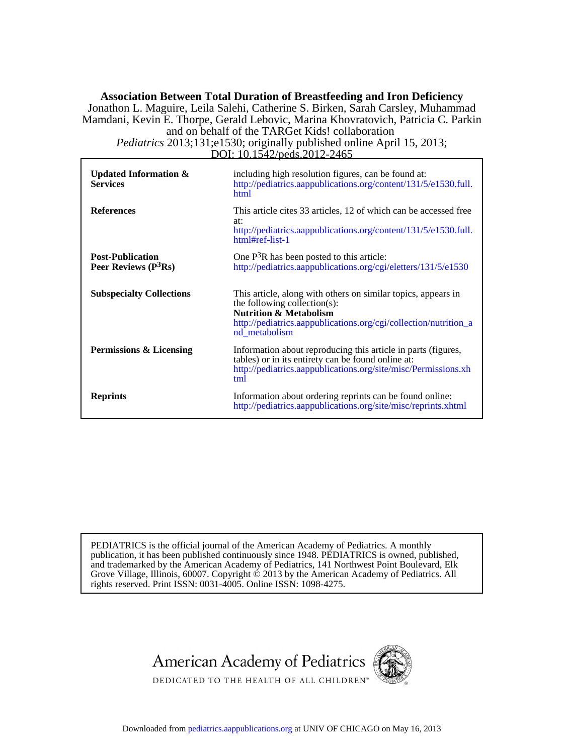**Association Between Total Duration of Breastfeeding and Iron Deficiency**

Jonathon L. Maguire, Leila Salehi, Catherine S. Birken, Sarah Carsley, Muhammad Mamdani, Kevin E. Thorpe, Gerald Lebovic, Marina Khovratovich, Patricia C. Parkin and on behalf of the TARGet Kids! collaboration

*Pediatrics* 2013;131;e1530; originally published online April 15, 2013;

DOI: 10.1542/peds.2012-2465

| | |
|---|---|
| **Updated Information & Services** | including high resolution figures, can be found at: http://pediatrics.aappublications.org/content/131/5/e1530.full.html |
| **References** | This article cites 33 articles, 12 of which can be accessed free at: http://pediatrics.aappublications.org/content/131/5/e1530.full.html#ref-list-1 |
| **Post-Publication Peer Reviews (P$^3$Rs)** | One P$^3$R has been posted to this article: http://pediatrics.aappublications.org/cgi/eletters/131/5/e1530 |
| **Subspecialty Collections** | This article, along with others on similar topics, appears in the following collection(s): **Nutrition & Metabolism** http://pediatrics.aappublications.org/cgi/collection/nutrition_and_metabolism |
| **Permissions & Licensing** | Information about reproducing this article in parts (figures, tables) or in its entirety can be found online at: http://pediatrics.aappublications.org/site/misc/Permissions.xhtml |
| **Reprints** | Information about ordering reprints can be found online: http://pediatrics.aappublications.org/site/misc/reprints.xhtml |

PEDIATRICS is the official journal of the American Academy of Pediatrics. A monthly publication, it has been published continuously since 1948. PEDIATRICS is owned, published, and trademarked by the American Academy of Pediatrics, 141 Northwest Point Boulevard, Elk Grove Village, Illinois, 60007. Copyright © 2013 by the American Academy of Pediatrics. All rights reserved. Print ISSN: 0031-4005. Online ISSN: 1098-4275.

American Academy of Pediatrics

DEDICATED TO THE HEALTH OF ALL CHILDREN™